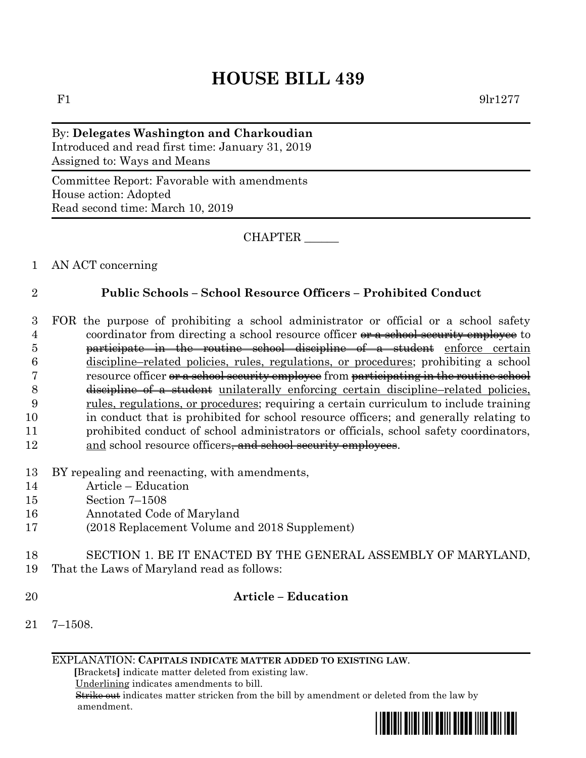# HOUSE BILL 439

F1 9lr1277

By: **Delegates Washington and Charkoudian**
Introduced and read first time: January 31, 2019
Assigned to: Ways and Means

Committee Report: Favorable with amendments
House action: Adopted
Read second time: March 10, 2019

CHAPTER ______

1 AN ACT concerning

2 **Public Schools – School Resource Officers – Prohibited Conduct**

3 FOR the purpose of prohibiting a school administrator or official or a school safety
4 coordinator from directing a school resource officer ~~or a school security employee~~ to
5 ~~participate in the routine school discipline of a student~~ <u>enforce certain</u>
6 <u>discipline–related policies, rules, regulations, or procedures</u>; prohibiting a school
7 resource officer ~~or a school security employee~~ from ~~participating in the routine school~~
8 ~~discipline of a student~~ <u>unilaterally enforcing certain discipline–related policies,</u>
9 <u>rules, regulations, or procedures</u>; requiring a certain curriculum to include training
10 in conduct that is prohibited for school resource officers; and generally relating to
11 prohibited conduct of school administrators or officials, school safety coordinators,
12 <u>and</u> school resource officers~~, and school security employees~~.

13 BY repealing and reenacting, with amendments,
14 Article – Education
15 Section 7–1508
16 Annotated Code of Maryland
17 (2018 Replacement Volume and 2018 Supplement)

18 SECTION 1. BE IT ENACTED BY THE GENERAL ASSEMBLY OF MARYLAND,
19 That the Laws of Maryland read as follows:

20 **Article – Education**

21 7–1508.

EXPLANATION: **CAPITALS INDICATE MATTER ADDED TO EXISTING LAW.**
**[**Brackets**]** indicate matter deleted from existing law.
<u>Underlining</u> indicates amendments to bill.
~~Strike out~~ indicates matter stricken from the bill by amendment or deleted from the law by amendment.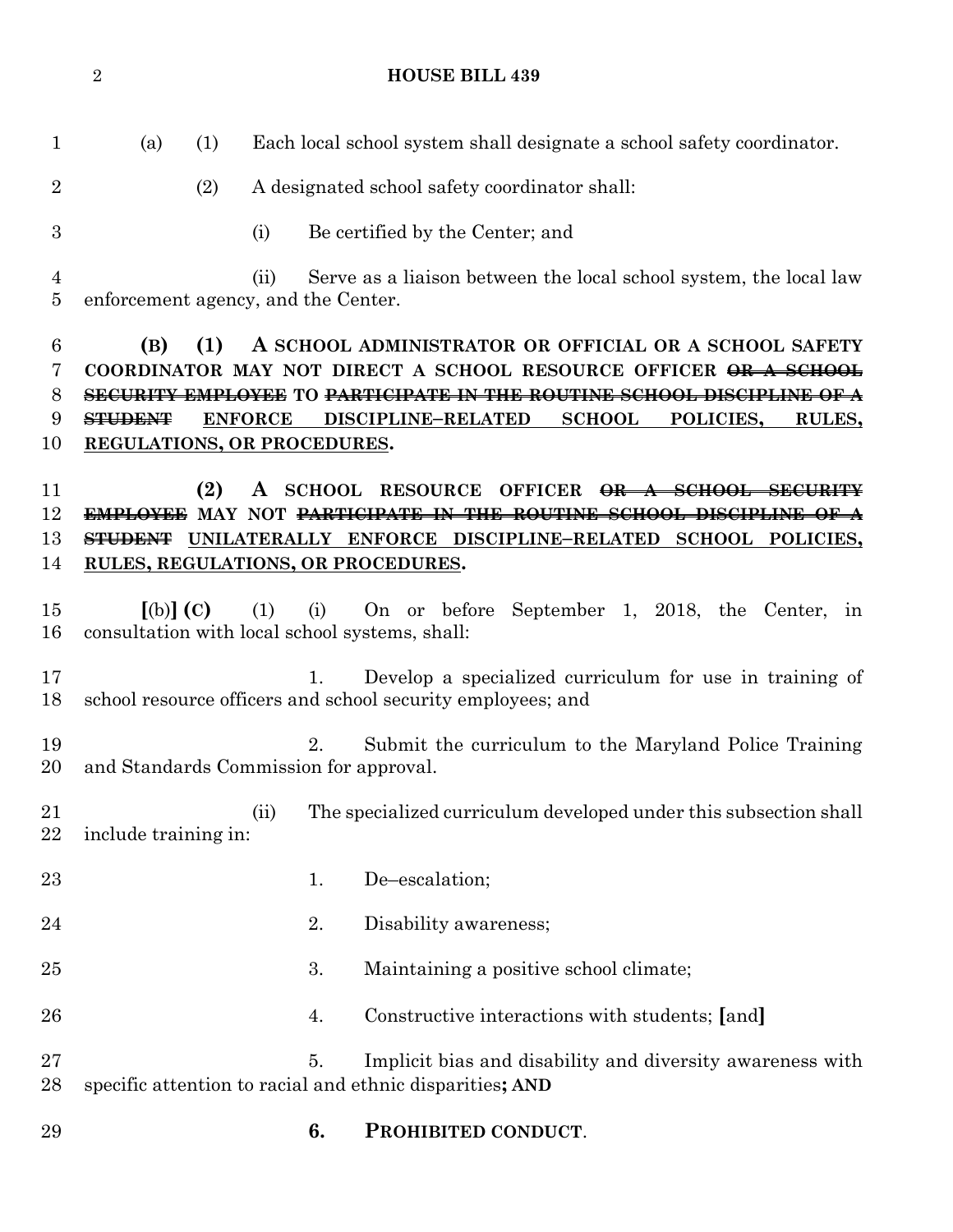(a) (1) Each local school system shall designate a school safety coordinator.

(2) A designated school safety coordinator shall:

(i) Be certified by the Center; and

(ii) Serve as a liaison between the local school system, the local law enforcement agency, and the Center.

**(B) (1) A SCHOOL ADMINISTRATOR OR OFFICIAL OR A SCHOOL SAFETY COORDINATOR MAY NOT DIRECT A SCHOOL RESOURCE OFFICER ~~OR A SCHOOL SECURITY EMPLOYEE~~ TO ~~PARTICIPATE IN THE ROUTINE SCHOOL DISCIPLINE OF A STUDENT~~ ENFORCE DISCIPLINE–RELATED SCHOOL POLICIES, RULES, REGULATIONS, OR PROCEDURES.**

**(2) A SCHOOL RESOURCE OFFICER ~~OR A SCHOOL SECURITY EMPLOYEE~~ MAY NOT ~~PARTICIPATE IN THE ROUTINE SCHOOL DISCIPLINE OF A STUDENT~~ UNILATERALLY ENFORCE DISCIPLINE–RELATED SCHOOL POLICIES, RULES, REGULATIONS, OR PROCEDURES.**

**[**(b)**] (C)** (1) (i) On or before September 1, 2018, the Center, in consultation with local school systems, shall:

1. Develop a specialized curriculum for use in training of school resource officers and school security employees; and

2. Submit the curriculum to the Maryland Police Training and Standards Commission for approval.

(ii) The specialized curriculum developed under this subsection shall include training in:

1. De–escalation;

2. Disability awareness;

3. Maintaining a positive school climate;

4. Constructive interactions with students; **[**and**]**

5. Implicit bias and disability and diversity awareness with specific attention to racial and ethnic disparities**; AND**

**6. PROHIBITED CONDUCT**.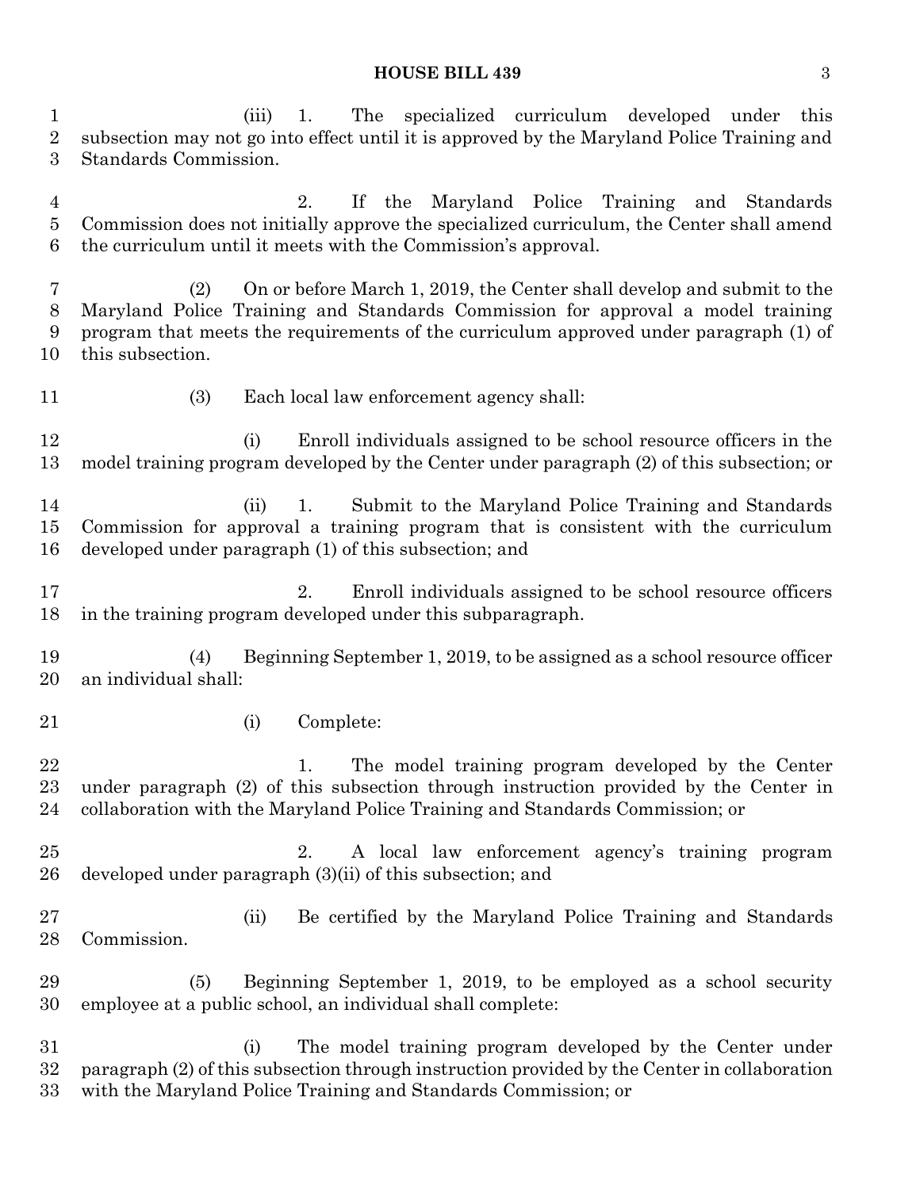(iii) 1. The specialized curriculum developed under this subsection may not go into effect until it is approved by the Maryland Police Training and Standards Commission.

2. If the Maryland Police Training and Standards Commission does not initially approve the specialized curriculum, the Center shall amend the curriculum until it meets with the Commission's approval.

(2) On or before March 1, 2019, the Center shall develop and submit to the Maryland Police Training and Standards Commission for approval a model training program that meets the requirements of the curriculum approved under paragraph (1) of this subsection.

(3) Each local law enforcement agency shall:

(i) Enroll individuals assigned to be school resource officers in the model training program developed by the Center under paragraph (2) of this subsection; or

(ii) 1. Submit to the Maryland Police Training and Standards Commission for approval a training program that is consistent with the curriculum developed under paragraph (1) of this subsection; and

2. Enroll individuals assigned to be school resource officers in the training program developed under this subparagraph.

(4) Beginning September 1, 2019, to be assigned as a school resource officer an individual shall:

(i) Complete:

1. The model training program developed by the Center under paragraph (2) of this subsection through instruction provided by the Center in collaboration with the Maryland Police Training and Standards Commission; or

2. A local law enforcement agency's training program developed under paragraph (3)(ii) of this subsection; and

(ii) Be certified by the Maryland Police Training and Standards Commission.

(5) Beginning September 1, 2019, to be employed as a school security employee at a public school, an individual shall complete:

(i) The model training program developed by the Center under paragraph (2) of this subsection through instruction provided by the Center in collaboration with the Maryland Police Training and Standards Commission; or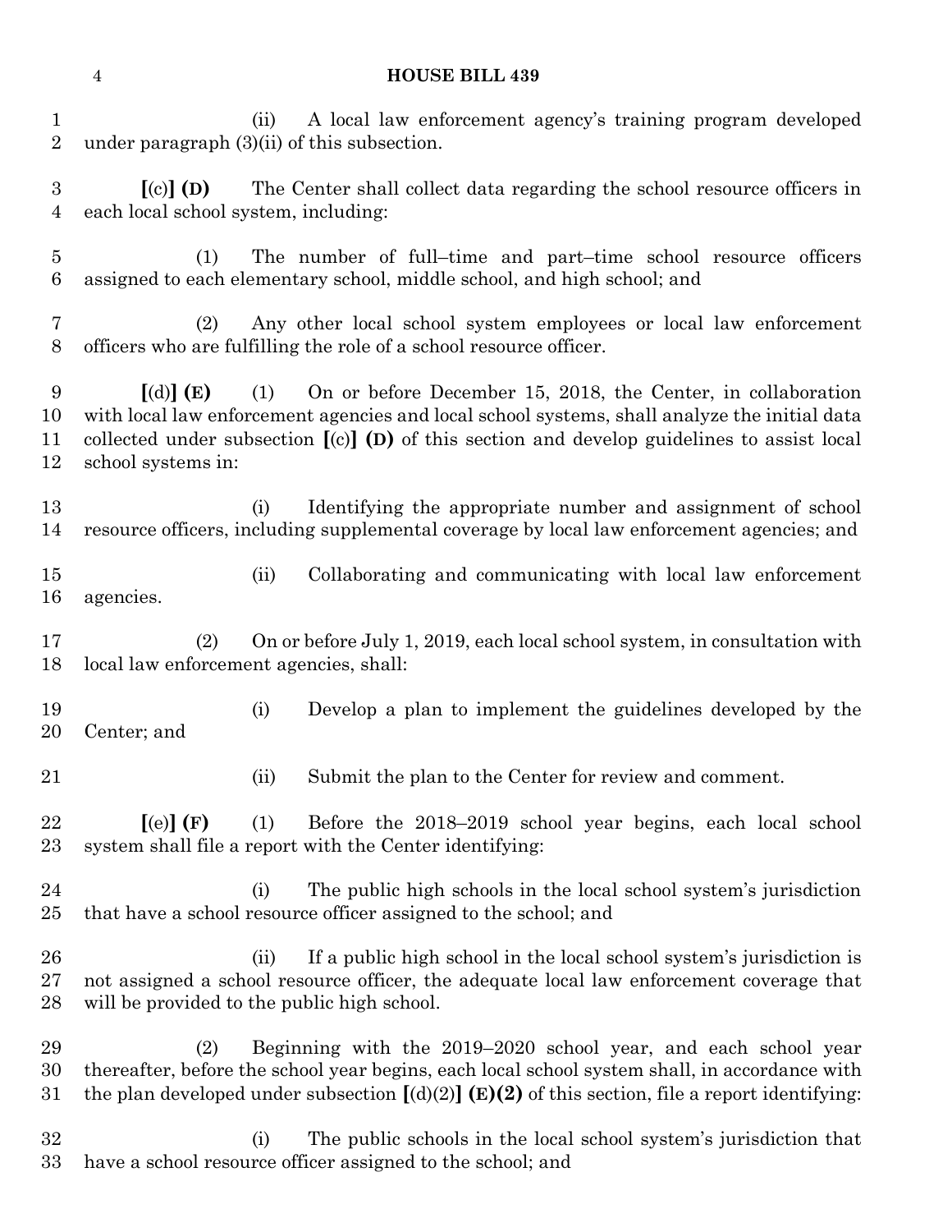(ii) A local law enforcement agency's training program developed under paragraph (3)(ii) of this subsection.

**[**(c)**] (D)** The Center shall collect data regarding the school resource officers in each local school system, including:

(1) The number of full–time and part–time school resource officers assigned to each elementary school, middle school, and high school; and

(2) Any other local school system employees or local law enforcement officers who are fulfilling the role of a school resource officer.

**[**(d)**] (E)** (1) On or before December 15, 2018, the Center, in collaboration with local law enforcement agencies and local school systems, shall analyze the initial data collected under subsection **[**(c)**] (D)** of this section and develop guidelines to assist local school systems in:

(i) Identifying the appropriate number and assignment of school resource officers, including supplemental coverage by local law enforcement agencies; and

(ii) Collaborating and communicating with local law enforcement agencies.

(2) On or before July 1, 2019, each local school system, in consultation with local law enforcement agencies, shall:

(i) Develop a plan to implement the guidelines developed by the Center; and

(ii) Submit the plan to the Center for review and comment.

**[**(e)**] (F)** (1) Before the 2018–2019 school year begins, each local school system shall file a report with the Center identifying:

(i) The public high schools in the local school system's jurisdiction that have a school resource officer assigned to the school; and

(ii) If a public high school in the local school system's jurisdiction is not assigned a school resource officer, the adequate local law enforcement coverage that will be provided to the public high school.

(2) Beginning with the 2019–2020 school year, and each school year thereafter, before the school year begins, each local school system shall, in accordance with the plan developed under subsection **[**(d)(2)**] (E)(2)** of this section, file a report identifying:

(i) The public schools in the local school system's jurisdiction that have a school resource officer assigned to the school; and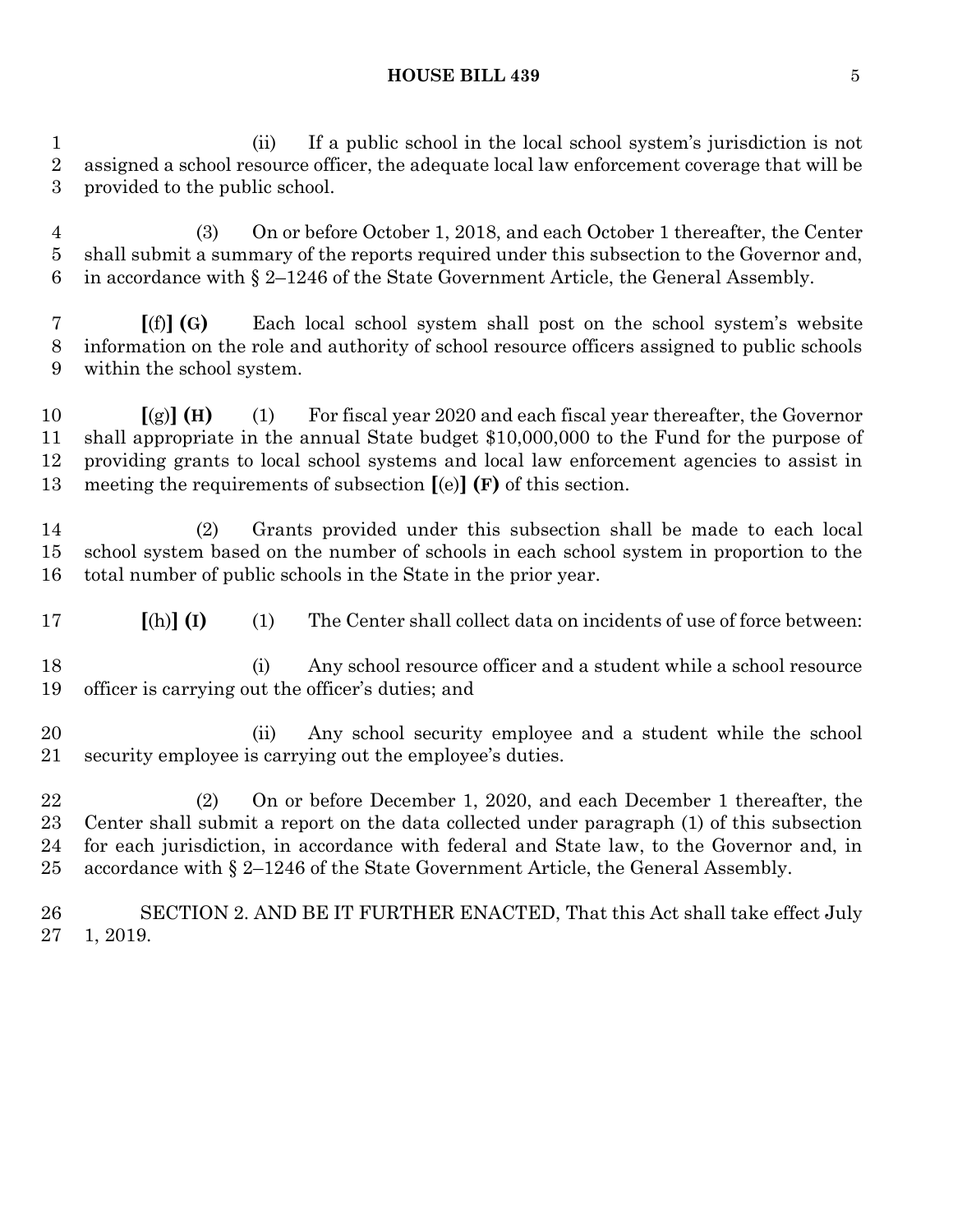(ii) If a public school in the local school system's jurisdiction is not assigned a school resource officer, the adequate local law enforcement coverage that will be provided to the public school.

(3) On or before October 1, 2018, and each October 1 thereafter, the Center shall submit a summary of the reports required under this subsection to the Governor and, in accordance with § 2–1246 of the State Government Article, the General Assembly.

**[**(f)**] (G)** Each local school system shall post on the school system's website information on the role and authority of school resource officers assigned to public schools within the school system.

**[**(g)**] (H)** (1) For fiscal year 2020 and each fiscal year thereafter, the Governor shall appropriate in the annual State budget $10,000,000 to the Fund for the purpose of providing grants to local school systems and local law enforcement agencies to assist in meeting the requirements of subsection **[**(e)**] (F)** of this section.

(2) Grants provided under this subsection shall be made to each local school system based on the number of schools in each school system in proportion to the total number of public schools in the State in the prior year.

**[**(h)**] (I)** (1) The Center shall collect data on incidents of use of force between:

(i) Any school resource officer and a student while a school resource officer is carrying out the officer's duties; and

(ii) Any school security employee and a student while the school security employee is carrying out the employee's duties.

(2) On or before December 1, 2020, and each December 1 thereafter, the Center shall submit a report on the data collected under paragraph (1) of this subsection for each jurisdiction, in accordance with federal and State law, to the Governor and, in accordance with § 2–1246 of the State Government Article, the General Assembly.

SECTION 2. AND BE IT FURTHER ENACTED, That this Act shall take effect July 1, 2019.